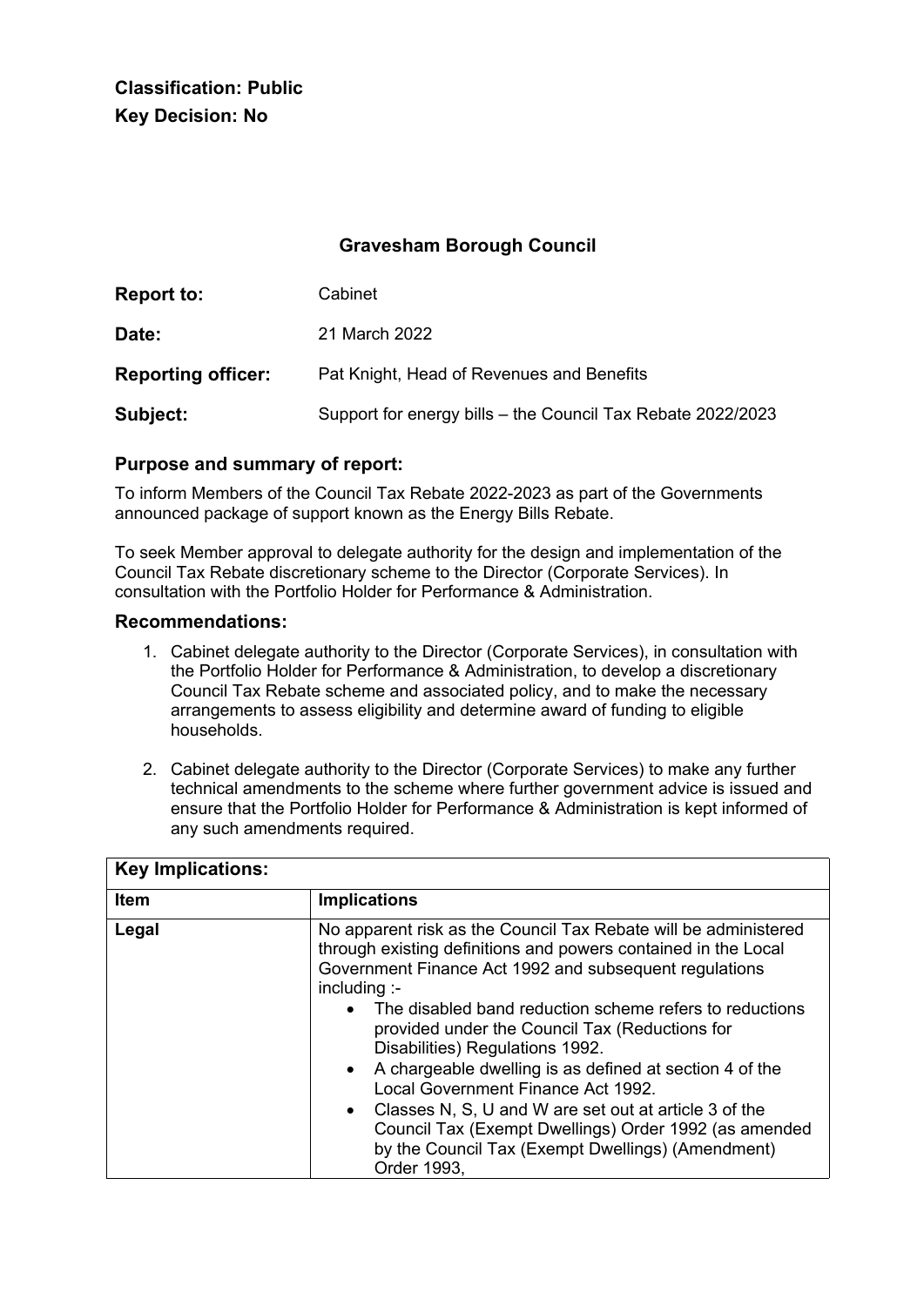**Classification: Public**
**Key Decision: No**

## Gravesham Borough Council

| | |
|---|---|
| **Report to:** | Cabinet |
| **Date:** | 21 March 2022 |
| **Reporting officer:** | Pat Knight, Head of Revenues and Benefits |
| **Subject:** | Support for energy bills – the Council Tax Rebate 2022/2023 |

### Purpose and summary of report:

To inform Members of the Council Tax Rebate 2022-2023 as part of the Governments announced package of support known as the Energy Bills Rebate.

To seek Member approval to delegate authority for the design and implementation of the Council Tax Rebate discretionary scheme to the Director (Corporate Services). In consultation with the Portfolio Holder for Performance & Administration.

### Recommendations:

1. Cabinet delegate authority to the Director (Corporate Services), in consultation with the Portfolio Holder for Performance & Administration, to develop a discretionary Council Tax Rebate scheme and associated policy, and to make the necessary arrangements to assess eligibility and determine award of funding to eligible households.

2. Cabinet delegate authority to the Director (Corporate Services) to make any further technical amendments to the scheme where further government advice is issued and ensure that the Portfolio Holder for Performance & Administration is kept informed of any such amendments required.

| **Key Implications:** | |
|---|---|
| **Item** | **Implications** |
| **Legal** | No apparent risk as the Council Tax Rebate will be administered through existing definitions and powers contained in the Local Government Finance Act 1992 and subsequent regulations including :-<br>• The disabled band reduction scheme refers to reductions provided under the Council Tax (Reductions for Disabilities) Regulations 1992.<br>• A chargeable dwelling is as defined at section 4 of the Local Government Finance Act 1992.<br>• Classes N, S, U and W are set out at article 3 of the Council Tax (Exempt Dwellings) Order 1992 (as amended by the Council Tax (Exempt Dwellings) (Amendment) Order 1993, |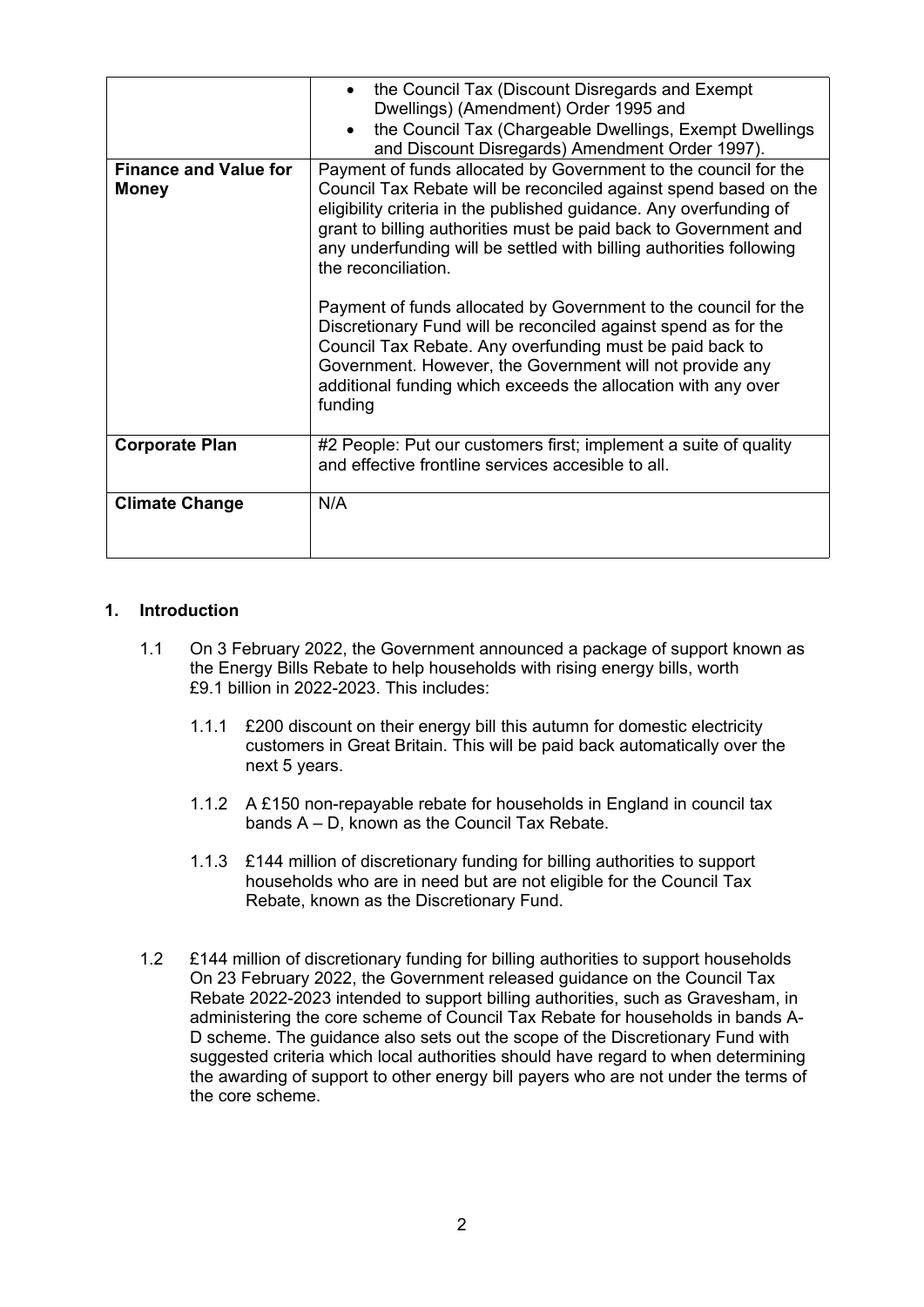| | |
|---|---|
| | • the Council Tax (Discount Disregards and Exempt Dwellings) (Amendment) Order 1995 and<br>• the Council Tax (Chargeable Dwellings, Exempt Dwellings and Discount Disregards) Amendment Order 1997). |
| **Finance and Value for Money** | Payment of funds allocated by Government to the council for the Council Tax Rebate will be reconciled against spend based on the eligibility criteria in the published guidance. Any overfunding of grant to billing authorities must be paid back to Government and any underfunding will be settled with billing authorities following the reconciliation.<br><br>Payment of funds allocated by Government to the council for the Discretionary Fund will be reconciled against spend as for the Council Tax Rebate. Any overfunding must be paid back to Government. However, the Government will not provide any additional funding which exceeds the allocation with any over funding |
| **Corporate Plan** | #2 People: Put our customers first; implement a suite of quality and effective frontline services accesible to all. |
| **Climate Change** | N/A |

## 1. Introduction

1.1 On 3 February 2022, the Government announced a package of support known as the Energy Bills Rebate to help households with rising energy bills, worth £9.1 billion in 2022-2023. This includes:

1.1.1 £200 discount on their energy bill this autumn for domestic electricity customers in Great Britain. This will be paid back automatically over the next 5 years.

1.1.2 A £150 non-repayable rebate for households in England in council tax bands A – D, known as the Council Tax Rebate.

1.1.3 £144 million of discretionary funding for billing authorities to support households who are in need but are not eligible for the Council Tax Rebate, known as the Discretionary Fund.

1.2 £144 million of discretionary funding for billing authorities to support households On 23 February 2022, the Government released guidance on the Council Tax Rebate 2022-2023 intended to support billing authorities, such as Gravesham, in administering the core scheme of Council Tax Rebate for households in bands A-D scheme. The guidance also sets out the scope of the Discretionary Fund with suggested criteria which local authorities should have regard to when determining the awarding of support to other energy bill payers who are not under the terms of the core scheme.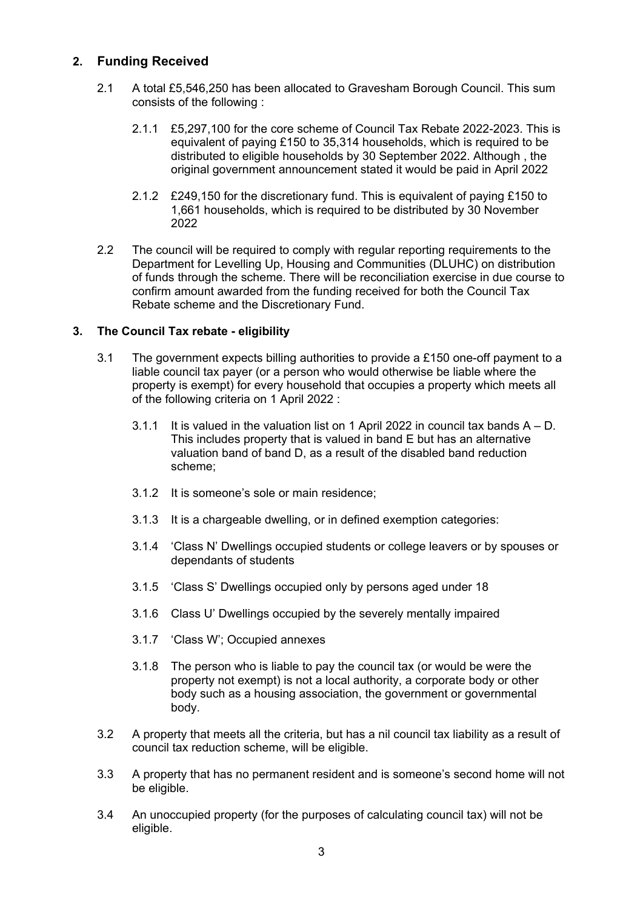## 2. Funding Received

2.1 A total £5,546,250 has been allocated to Gravesham Borough Council. This sum consists of the following :

2.1.1 £5,297,100 for the core scheme of Council Tax Rebate 2022-2023. This is equivalent of paying £150 to 35,314 households, which is required to be distributed to eligible households by 30 September 2022. Although , the original government announcement stated it would be paid in April 2022

2.1.2 £249,150 for the discretionary fund. This is equivalent of paying £150 to 1,661 households, which is required to be distributed by 30 November 2022

2.2 The council will be required to comply with regular reporting requirements to the Department for Levelling Up, Housing and Communities (DLUHC) on distribution of funds through the scheme. There will be reconciliation exercise in due course to confirm amount awarded from the funding received for both the Council Tax Rebate scheme and the Discretionary Fund.

## 3. The Council Tax rebate - eligibility

3.1 The government expects billing authorities to provide a £150 one-off payment to a liable council tax payer (or a person who would otherwise be liable where the property is exempt) for every household that occupies a property which meets all of the following criteria on 1 April 2022 :

3.1.1 It is valued in the valuation list on 1 April 2022 in council tax bands A – D. This includes property that is valued in band E but has an alternative valuation band of band D, as a result of the disabled band reduction scheme;

3.1.2 It is someone's sole or main residence;

3.1.3 It is a chargeable dwelling, or in defined exemption categories:

3.1.4 'Class N' Dwellings occupied students or college leavers or by spouses or dependants of students

3.1.5 'Class S' Dwellings occupied only by persons aged under 18

3.1.6 Class U' Dwellings occupied by the severely mentally impaired

3.1.7 'Class W'; Occupied annexes

3.1.8 The person who is liable to pay the council tax (or would be were the property not exempt) is not a local authority, a corporate body or other body such as a housing association, the government or governmental body.

3.2 A property that meets all the criteria, but has a nil council tax liability as a result of council tax reduction scheme, will be eligible.

3.3 A property that has no permanent resident and is someone's second home will not be eligible.

3.4 An unoccupied property (for the purposes of calculating council tax) will not be eligible.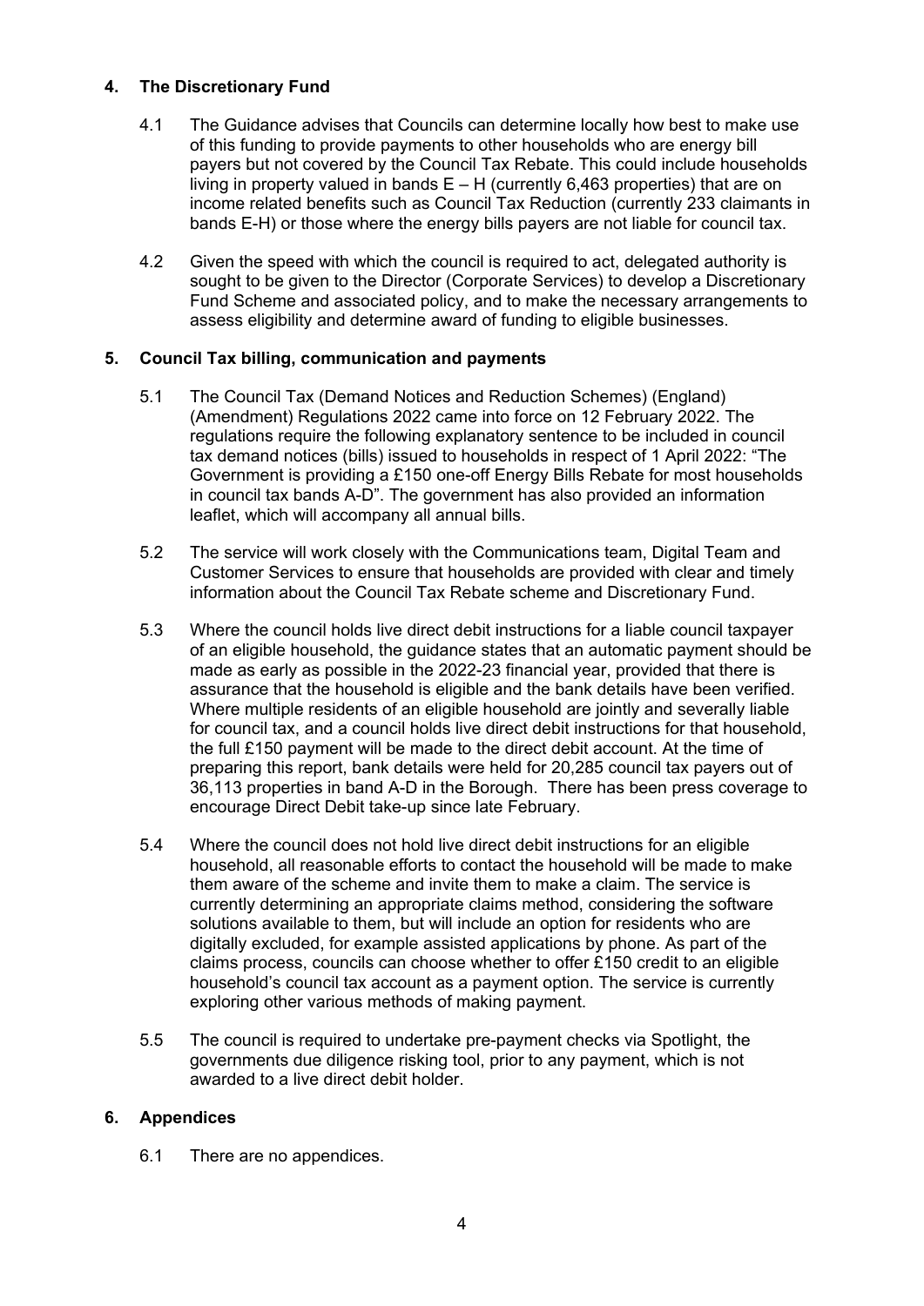## 4. The Discretionary Fund

4.1 The Guidance advises that Councils can determine locally how best to make use of this funding to provide payments to other households who are energy bill payers but not covered by the Council Tax Rebate. This could include households living in property valued in bands E – H (currently 6,463 properties) that are on income related benefits such as Council Tax Reduction (currently 233 claimants in bands E-H) or those where the energy bills payers are not liable for council tax.

4.2 Given the speed with which the council is required to act, delegated authority is sought to be given to the Director (Corporate Services) to develop a Discretionary Fund Scheme and associated policy, and to make the necessary arrangements to assess eligibility and determine award of funding to eligible businesses.

## 5. Council Tax billing, communication and payments

5.1 The Council Tax (Demand Notices and Reduction Schemes) (England) (Amendment) Regulations 2022 came into force on 12 February 2022. The regulations require the following explanatory sentence to be included in council tax demand notices (bills) issued to households in respect of 1 April 2022: "The Government is providing a £150 one-off Energy Bills Rebate for most households in council tax bands A-D". The government has also provided an information leaflet, which will accompany all annual bills.

5.2 The service will work closely with the Communications team, Digital Team and Customer Services to ensure that households are provided with clear and timely information about the Council Tax Rebate scheme and Discretionary Fund.

5.3 Where the council holds live direct debit instructions for a liable council taxpayer of an eligible household, the guidance states that an automatic payment should be made as early as possible in the 2022-23 financial year, provided that there is assurance that the household is eligible and the bank details have been verified. Where multiple residents of an eligible household are jointly and severally liable for council tax, and a council holds live direct debit instructions for that household, the full £150 payment will be made to the direct debit account. At the time of preparing this report, bank details were held for 20,285 council tax payers out of 36,113 properties in band A-D in the Borough. There has been press coverage to encourage Direct Debit take-up since late February.

5.4 Where the council does not hold live direct debit instructions for an eligible household, all reasonable efforts to contact the household will be made to make them aware of the scheme and invite them to make a claim. The service is currently determining an appropriate claims method, considering the software solutions available to them, but will include an option for residents who are digitally excluded, for example assisted applications by phone. As part of the claims process, councils can choose whether to offer £150 credit to an eligible household's council tax account as a payment option. The service is currently exploring other various methods of making payment.

5.5 The council is required to undertake pre-payment checks via Spotlight, the governments due diligence risking tool, prior to any payment, which is not awarded to a live direct debit holder.

## 6. Appendices

6.1 There are no appendices.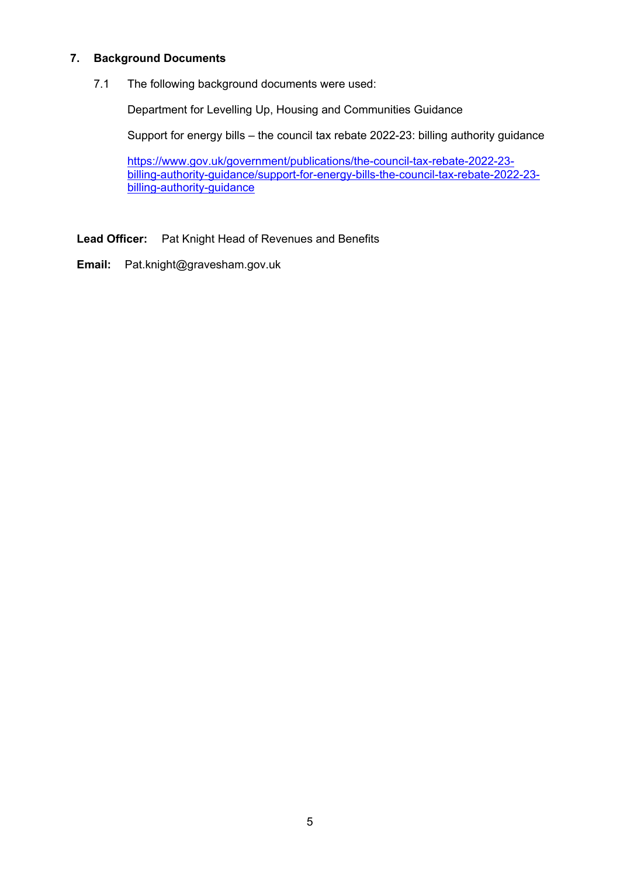## 7. Background Documents

7.1 The following background documents were used:

Department for Levelling Up, Housing and Communities Guidance

Support for energy bills – the council tax rebate 2022-23: billing authority guidance

[https://www.gov.uk/government/publications/the-council-tax-rebate-2022-23-billing-authority-guidance/support-for-energy-bills-the-council-tax-rebate-2022-23-billing-authority-guidance](https://www.gov.uk/government/publications/the-council-tax-rebate-2022-23-billing-authority-guidance/support-for-energy-bills-the-council-tax-rebate-2022-23-billing-authority-guidance)

**Lead Officer:** Pat Knight Head of Revenues and Benefits

**Email:** Pat.knight@gravesham.gov.uk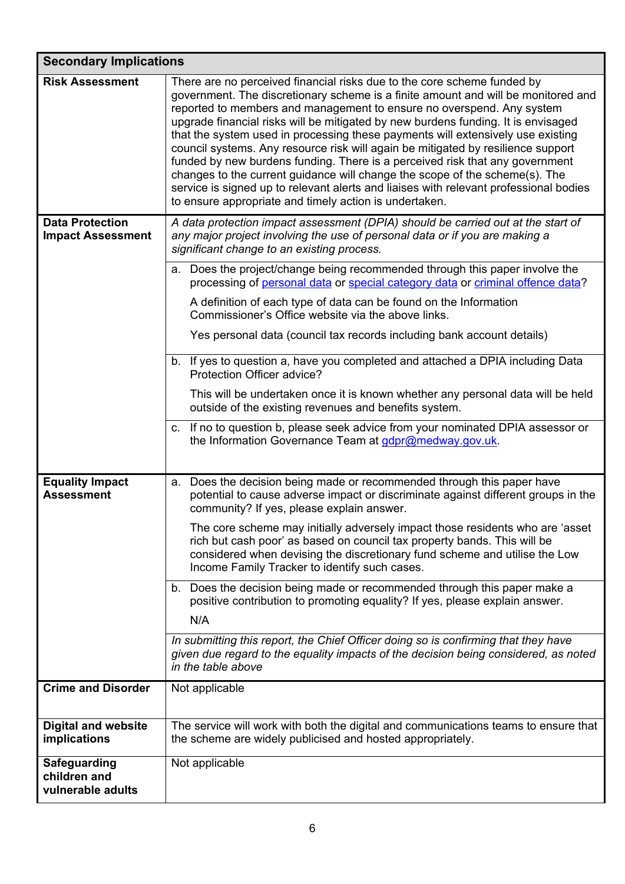| Secondary Implications | |
|---|---|
| **Risk Assessment** | There are no perceived financial risks due to the core scheme funded by government. The discretionary scheme is a finite amount and will be monitored and reported to members and management to ensure no overspend. Any system upgrade financial risks will be mitigated by new burdens funding. It is envisaged that the system used in processing these payments will extensively use existing council systems. Any resource risk will again be mitigated by resilience support funded by new burdens funding. There is a perceived risk that any government changes to the current guidance will change the scope of the scheme(s). The service is signed up to relevant alerts and liaises with relevant professional bodies to ensure appropriate and timely action is undertaken. |
| **Data Protection Impact Assessment** | *A data protection impact assessment (DPIA) should be carried out at the start of any major project involving the use of personal data or if you are making a significant change to an existing process.* |
| | a. Does the project/change being recommended through this paper involve the processing of personal data or special category data or criminal offence data?<br><br>A definition of each type of data can be found on the Information Commissioner's Office website via the above links.<br><br>Yes personal data (council tax records including bank account details) |
| | b. If yes to question a, have you completed and attached a DPIA including Data Protection Officer advice?<br><br>This will be undertaken once it is known whether any personal data will be held outside of the existing revenues and benefits system. |
| | c. If no to question b, please seek advice from your nominated DPIA assessor or the Information Governance Team at gdpr@medway.gov.uk. |
| **Equality Impact Assessment** | a. Does the decision being made or recommended through this paper have potential to cause adverse impact or discriminate against different groups in the community? If yes, please explain answer.<br><br>The core scheme may initially adversely impact those residents who are 'asset rich but cash poor' as based on council tax property bands. This will be considered when devising the discretionary fund scheme and utilise the Low Income Family Tracker to identify such cases. |
| | b. Does the decision being made or recommended through this paper make a positive contribution to promoting equality? If yes, please explain answer.<br><br>N/A |
| | *In submitting this report, the Chief Officer doing so is confirming that they have given due regard to the equality impacts of the decision being considered, as noted in the table above* |
| **Crime and Disorder** | Not applicable |
| **Digital and website implications** | The service will work with both the digital and communications teams to ensure that the scheme are widely publicised and hosted appropriately. |
| **Safeguarding children and vulnerable adults** | Not applicable |